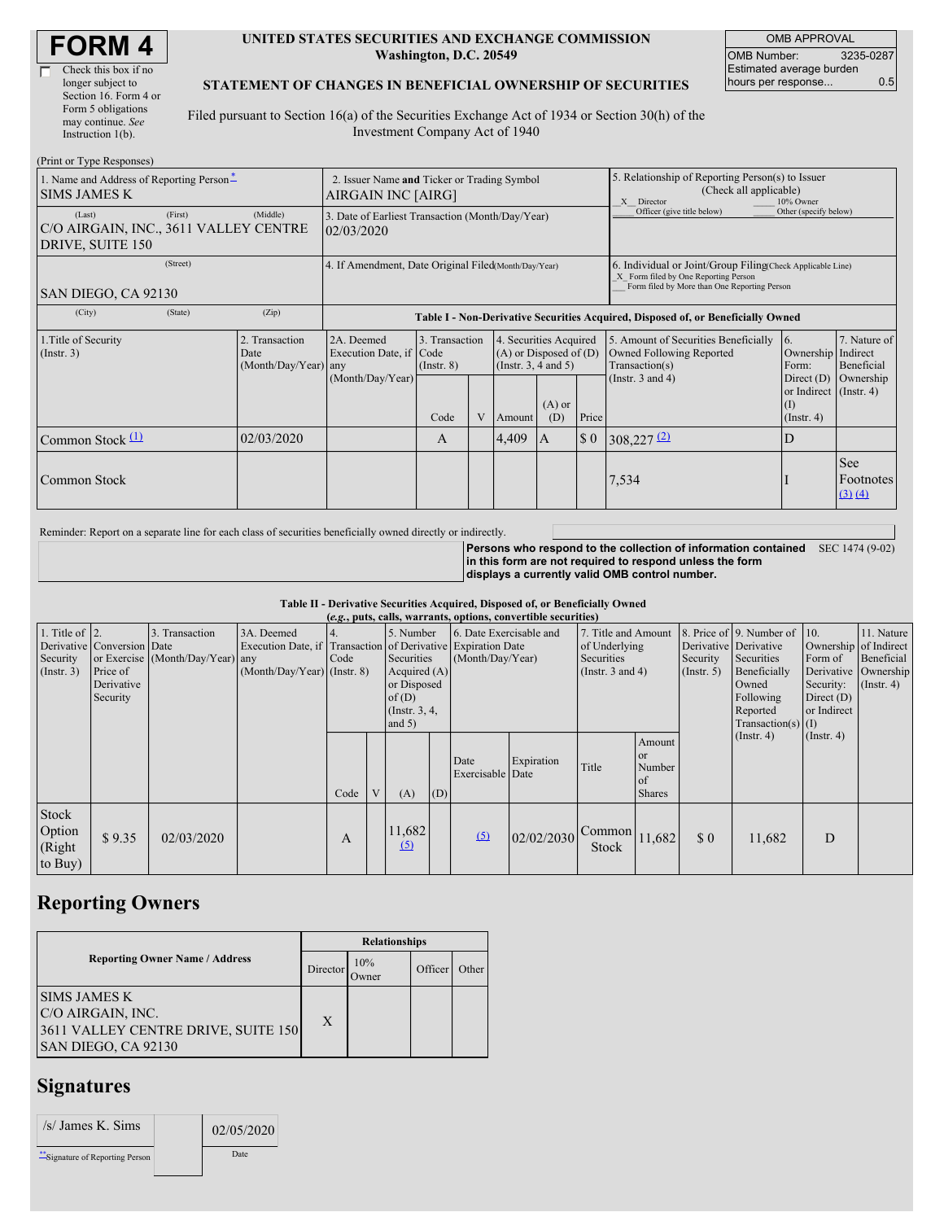# FORM 4

☐ Check this box if no longer subject to Section 16. Form 4 or Form 5 obligations may continue. *See* Instruction 1(b).

**UNITED STATES SECURITIES AND EXCHANGE COMMISSION**
**Washington, D.C. 20549**

**STATEMENT OF CHANGES IN BENEFICIAL OWNERSHIP OF SECURITIES**

Filed pursuant to Section 16(a) of the Securities Exchange Act of 1934 or Section 30(h) of the Investment Company Act of 1940

| OMB APPROVAL | |
|---|---|
| OMB Number: | 3235-0287 |
| Estimated average burden hours per response... | 0.5 |

(Print or Type Responses)

| 1. Name and Address of Reporting Person* | 2. Issuer Name **and** Ticker or Trading Symbol | 5. Relationship of Reporting Person(s) to Issuer (Check all applicable) |
|---|---|---|
| SIMS JAMES K | AIRGAIN INC [AIRG] | _X_ Director ___ 10% Owner ___ Officer (give title below) ___ Other (specify below) |
| (Last) (First) (Middle) C/O AIRGAIN, INC., 3611 VALLEY CENTRE DRIVE, SUITE 150 | 3. Date of Earliest Transaction (Month/Day/Year) 02/03/2020 | |
| (Street) SAN DIEGO, CA 92130 | 4. If Amendment, Date Original Filed (Month/Day/Year) | 6. Individual or Joint/Group Filing (Check Applicable Line) _X_ Form filed by One Reporting Person ___ Form filed by More than One Reporting Person |
| (City) (State) (Zip) | | |

**Table I - Non-Derivative Securities Acquired, Disposed of, or Beneficially Owned**

| 1.Title of Security (Instr. 3) | 2. Transaction Date (Month/Day/Year) | 2A. Deemed Execution Date, if any (Month/Day/Year) | 3. Transaction Code (Instr. 8) | | 4. Securities Acquired (A) or Disposed of (D) (Instr. 3, 4 and 5) | | | 5. Amount of Securities Beneficially Owned Following Reported Transaction(s) (Instr. 3 and 4) | 6. Ownership Form: Direct (D) or Indirect (I) (Instr. 4) | 7. Nature of Indirect Beneficial Ownership (Instr. 4) |
|---|---|---|---|---|---|---|---|---|---|---|
| | | | Code | V | Amount | (A) or (D) | Price | | | |
| Common Stock [(1)](#) | 02/03/2020 | | A | | 4,409 | A | $ 0 | 308,227 [(2)](#) | D | |
| Common Stock | | | | | | | | 7,534 | I | See Footnotes [(3)](#) [(4)](#) |

Reminder: Report on a separate line for each class of securities beneficially owned directly or indirectly.

**Persons who respond to the collection of information contained in this form are not required to respond unless the form displays a currently valid OMB control number.** SEC 1474 (9-02)

**Table II - Derivative Securities Acquired, Disposed of, or Beneficially Owned**
**(*e.g.*, puts, calls, warrants, options, convertible securities)**

| 1. Title of Derivative Security (Instr. 3) | 2. Conversion or Exercise Price of Derivative Security | 3. Transaction Date (Month/Day/Year) | 3A. Deemed Execution Date, if any (Month/Day/Year) | 4. Transaction Code (Instr. 8) | | 5. Number of Derivative Securities Acquired (A) or Disposed of (D) (Instr. 3, 4, and 5) | | 6. Date Exercisable and Expiration Date (Month/Day/Year) | | 7. Title and Amount of Underlying Securities (Instr. 3 and 4) | | 8. Price of Derivative Security (Instr. 5) | 9. Number of Derivative Securities Beneficially Owned Following Reported Transaction(s) (Instr. 4) | 10. Ownership Form of Derivative Security: Direct (D) or Indirect (I) (Instr. 4) | 11. Nature of Indirect Beneficial Ownership (Instr. 4) |
|---|---|---|---|---|---|---|---|---|---|---|---|---|---|---|---|
| | | | | Code | V | (A) | (D) | Date Exercisable | Expiration Date | Title | Amount or Number of Shares | | | | |
| Stock Option (Right to Buy) | $ 9.35 | 02/03/2020 | | A | | 11,682 [(5)](#) | | [(5)](#) | 02/02/2030 | Common Stock | 11,682 | $ 0 | 11,682 | D | |

## Reporting Owners

| Reporting Owner Name / Address | Relationships | | | |
|---|---|---|---|---|
| | Director | 10% Owner | Officer | Other |
| SIMS JAMES K C/O AIRGAIN, INC. 3611 VALLEY CENTRE DRIVE, SUITE 150 SAN DIEGO, CA 92130 | X | | | |

## Signatures

| /s/ James K. Sims | 02/05/2020 |
|---|---|
| **Signature of Reporting Person | Date |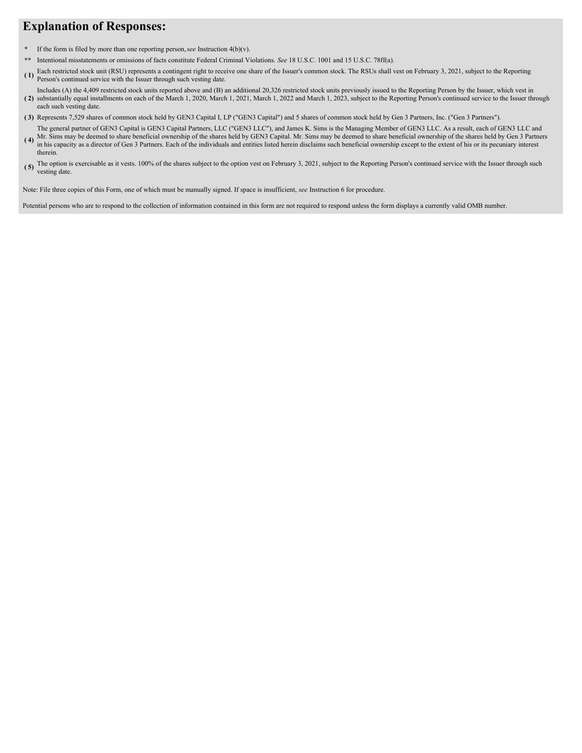## Explanation of Responses:

- \* If the form is filed by more than one reporting person, *see* Instruction 4(b)(v).
- \*\* Intentional misstatements or omissions of facts constitute Federal Criminal Violations. *See* 18 U.S.C. 1001 and 15 U.S.C. 78ff(a).

( 1) Each restricted stock unit (RSU) represents a contingent right to receive one share of the Issuer's common stock. The RSUs shall vest on February 3, 2021, subject to the Reporting Person's continued service with the Issuer through such vesting date.

( 2) Includes (A) the 4,409 restricted stock units reported above and (B) an additional 20,326 restricted stock units previously issued to the Reporting Person by the Issuer, which vest in substantially equal installments on each of the March 1, 2020, March 1, 2021, March 1, 2022 and March 1, 2023, subject to the Reporting Person's continued service to the Issuer through each such vesting date.

( 3) Represents 7,529 shares of common stock held by GEN3 Capital I, LP ("GEN3 Capital") and 5 shares of common stock held by Gen 3 Partners, Inc. ("Gen 3 Partners").

( 4) The general partner of GEN3 Capital is GEN3 Capital Partners, LLC ("GEN3 LLC"), and James K. Sims is the Managing Member of GEN3 LLC. As a result, each of GEN3 LLC and Mr. Sims may be deemed to share beneficial ownership of the shares held by GEN3 Capital. Mr. Sims may be deemed to share beneficial ownership of the shares held by Gen 3 Partners in his capacity as a director of Gen 3 Partners. Each of the individuals and entities listed herein disclaims such beneficial ownership except to the extent of his or its pecuniary interest therein.

( 5) The option is exercisable as it vests. 100% of the shares subject to the option vest on February 3, 2021, subject to the Reporting Person's continued service with the Issuer through such vesting date.

Note: File three copies of this Form, one of which must be manually signed. If space is insufficient, *see* Instruction 6 for procedure.

Potential persons who are to respond to the collection of information contained in this form are not required to respond unless the form displays a currently valid OMB number.